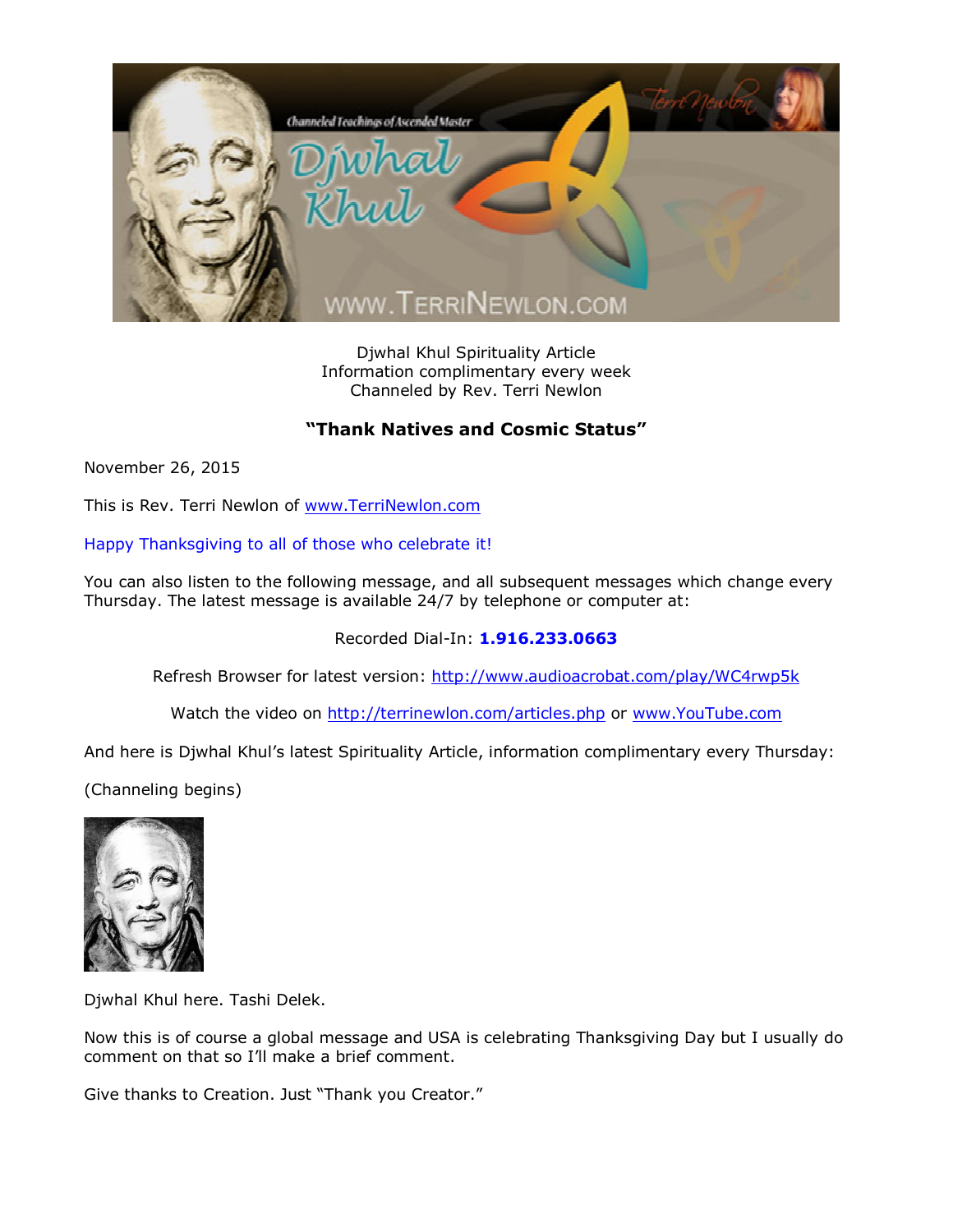Djwhal Khul Spirituality Article
Information complimentary every week
Channeled by Rev. Terri Newlon

## "Thank Natives and Cosmic Status"

November 26, 2015

This is Rev. Terri Newlon of [www.TerriNewlon.com](http://www.TerriNewlon.com)

Happy Thanksgiving to all of those who celebrate it!

You can also listen to the following message, and all subsequent messages which change every Thursday. The latest message is available 24/7 by telephone or computer at:

Recorded Dial-In: **1.916.233.0663**

Refresh Browser for latest version: [http://www.audioacrobat.com/play/WC4rwp5k](http://www.audioacrobat.com/play/WC4rwp5k)

Watch the video on [http://terrinewlon.com/articles.php](http://terrinewlon.com/articles.php) or [www.YouTube.com](http://www.YouTube.com)

And here is Djwhal Khul's latest Spirituality Article, information complimentary every Thursday:

(Channeling begins)

Djwhal Khul here. Tashi Delek.

Now this is of course a global message and USA is celebrating Thanksgiving Day but I usually do comment on that so I'll make a brief comment.

Give thanks to Creation. Just "Thank you Creator."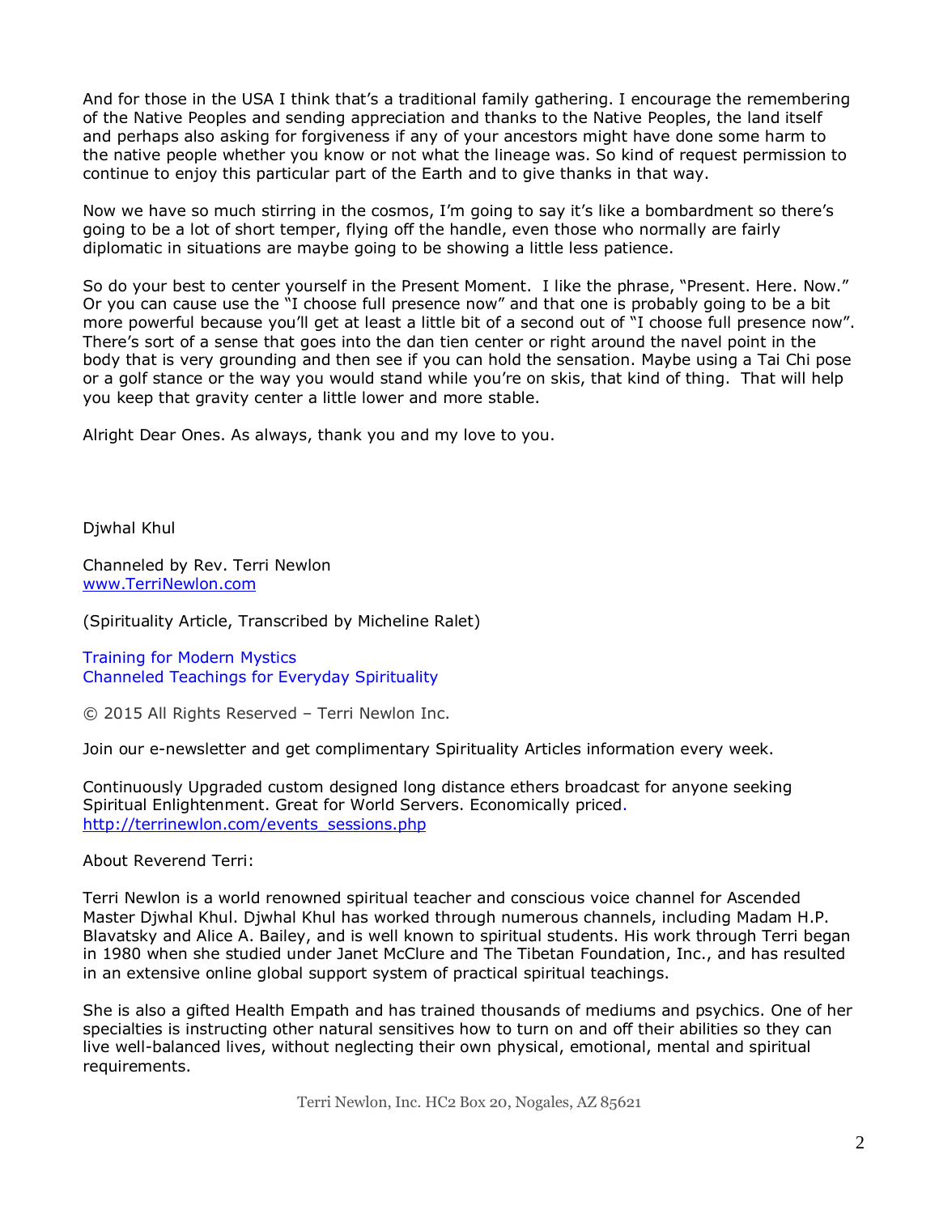And for those in the USA I think that's a traditional family gathering. I encourage the remembering of the Native Peoples and sending appreciation and thanks to the Native Peoples, the land itself and perhaps also asking for forgiveness if any of your ancestors might have done some harm to the native people whether you know or not what the lineage was. So kind of request permission to continue to enjoy this particular part of the Earth and to give thanks in that way.

Now we have so much stirring in the cosmos, I'm going to say it's like a bombardment so there's going to be a lot of short temper, flying off the handle, even those who normally are fairly diplomatic in situations are maybe going to be showing a little less patience.

So do your best to center yourself in the Present Moment. I like the phrase, "Present. Here. Now." Or you can cause use the "I choose full presence now" and that one is probably going to be a bit more powerful because you'll get at least a little bit of a second out of "I choose full presence now". There's sort of a sense that goes into the dan tien center or right around the navel point in the body that is very grounding and then see if you can hold the sensation. Maybe using a Tai Chi pose or a golf stance or the way you would stand while you're on skis, that kind of thing. That will help you keep that gravity center a little lower and more stable.

Alright Dear Ones. As always, thank you and my love to you.

Djwhal Khul

Channeled by Rev. Terri Newlon
[www.TerriNewlon.com](http://www.TerriNewlon.com)

(Spirituality Article, Transcribed by Micheline Ralet)

Training for Modern Mystics
Channeled Teachings for Everyday Spirituality

© 2015 All Rights Reserved – Terri Newlon Inc.

Join our e-newsletter and get complimentary Spirituality Articles information every week.

Continuously Upgraded custom designed long distance ethers broadcast for anyone seeking Spiritual Enlightenment. Great for World Servers. Economically priced.
[http://terrinewlon.com/events_sessions.php](http://terrinewlon.com/events_sessions.php)

About Reverend Terri:

Terri Newlon is a world renowned spiritual teacher and conscious voice channel for Ascended Master Djwhal Khul. Djwhal Khul has worked through numerous channels, including Madam H.P. Blavatsky and Alice A. Bailey, and is well known to spiritual students. His work through Terri began in 1980 when she studied under Janet McClure and The Tibetan Foundation, Inc., and has resulted in an extensive online global support system of practical spiritual teachings.

She is also a gifted Health Empath and has trained thousands of mediums and psychics. One of her specialties is instructing other natural sensitives how to turn on and off their abilities so they can live well-balanced lives, without neglecting their own physical, emotional, mental and spiritual requirements.

Terri Newlon, Inc. HC2 Box 20, Nogales, AZ 85621